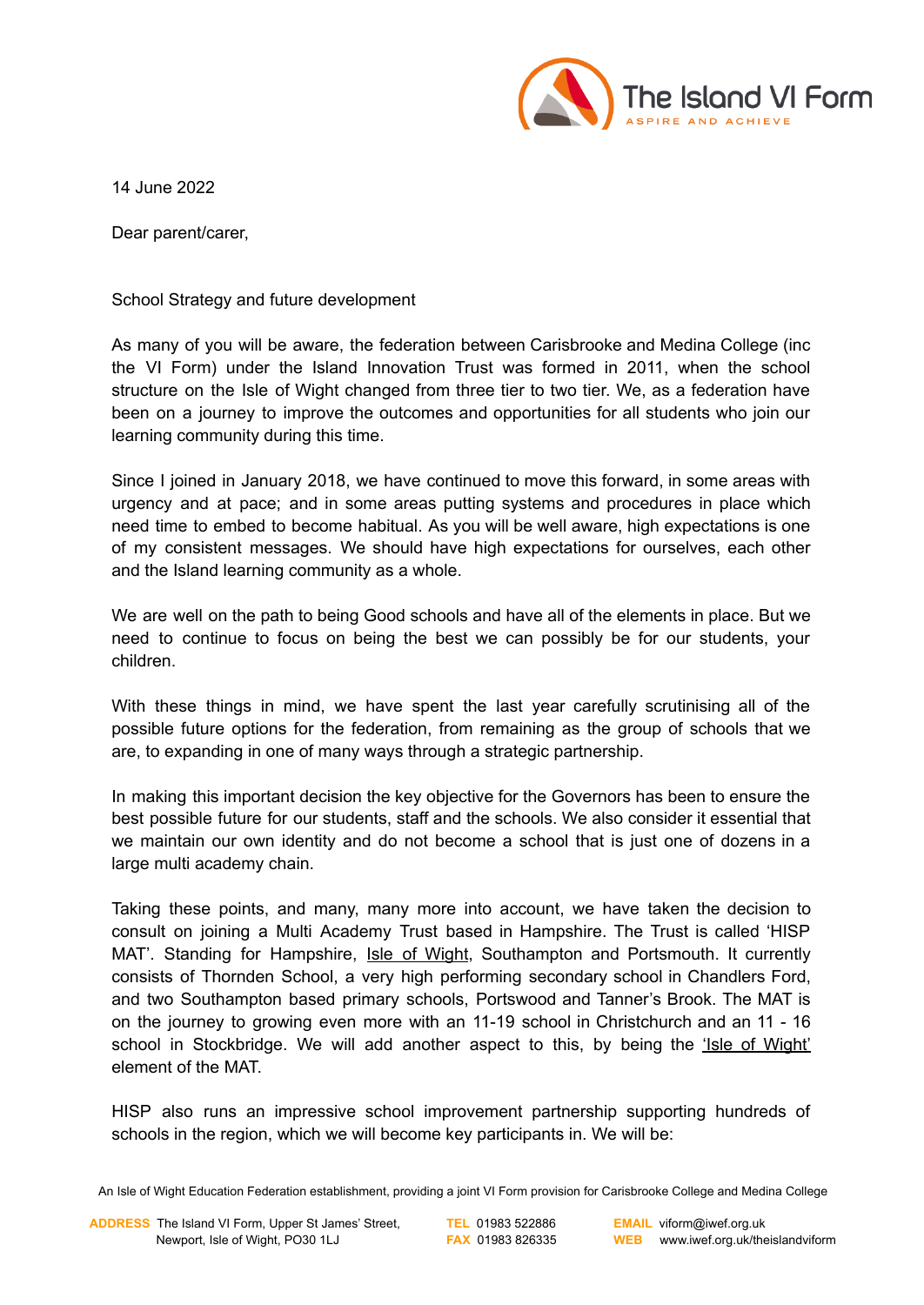14 June 2022

Dear parent/carer,

School Strategy and future development

As many of you will be aware, the federation between Carisbrooke and Medina College (inc the VI Form) under the Island Innovation Trust was formed in 2011, when the school structure on the Isle of Wight changed from three tier to two tier. We, as a federation have been on a journey to improve the outcomes and opportunities for all students who join our learning community during this time.

Since I joined in January 2018, we have continued to move this forward, in some areas with urgency and at pace; and in some areas putting systems and procedures in place which need time to embed to become habitual. As you will be well aware, high expectations is one of my consistent messages. We should have high expectations for ourselves, each other and the Island learning community as a whole.

We are well on the path to being Good schools and have all of the elements in place. But we need to continue to focus on being the best we can possibly be for our students, your children.

With these things in mind, we have spent the last year carefully scrutinising all of the possible future options for the federation, from remaining as the group of schools that we are, to expanding in one of many ways through a strategic partnership.

In making this important decision the key objective for the Governors has been to ensure the best possible future for our students, staff and the schools. We also consider it essential that we maintain our own identity and do not become a school that is just one of dozens in a large multi academy chain.

Taking these points, and many, many more into account, we have taken the decision to consult on joining a Multi Academy Trust based in Hampshire. The Trust is called 'HISP MAT'. Standing for Hampshire, Isle of Wight, Southampton and Portsmouth. It currently consists of Thornden School, a very high performing secondary school in Chandlers Ford, and two Southampton based primary schools, Portswood and Tanner's Brook. The MAT is on the journey to growing even more with an 11-19 school in Christchurch and an 11 - 16 school in Stockbridge. We will add another aspect to this, by being the 'Isle of Wight' element of the MAT.

HISP also runs an impressive school improvement partnership supporting hundreds of schools in the region, which we will become key participants in. We will be: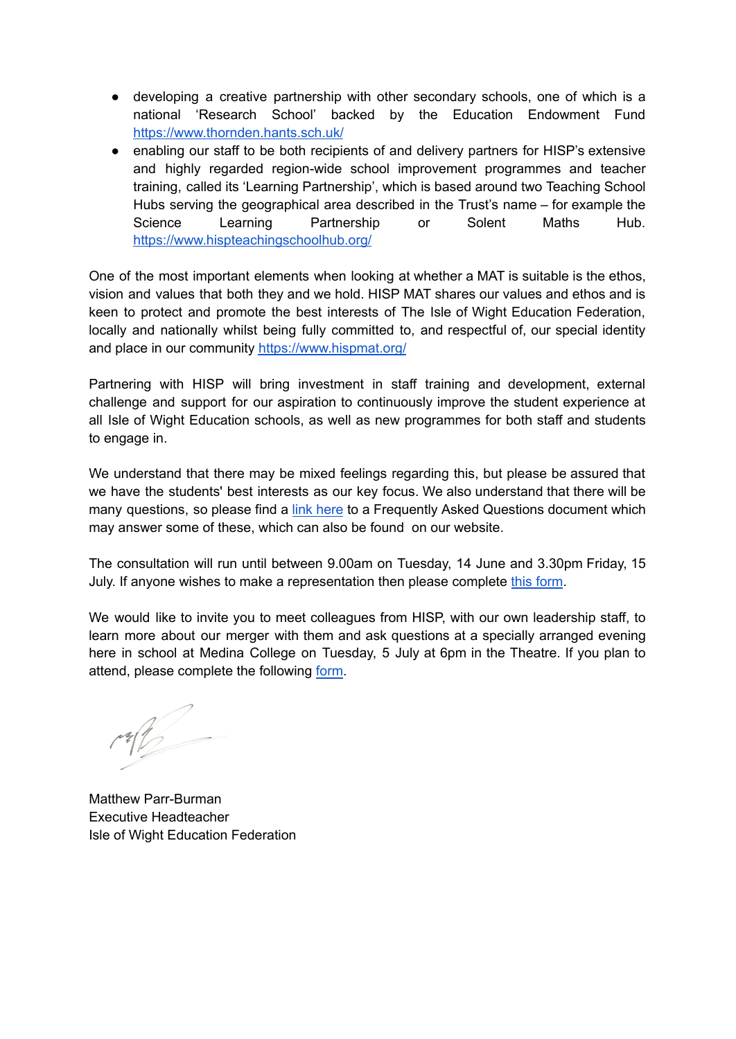- developing a creative partnership with other secondary schools, one of which is a national 'Research School' backed by the Education Endowment Fund https://www.thornden.hants.sch.uk/
- enabling our staff to be both recipients of and delivery partners for HISP's extensive and highly regarded region-wide school improvement programmes and teacher training, called its 'Learning Partnership', which is based around two Teaching School Hubs serving the geographical area described in the Trust's name – for example the Science Learning Partnership or Solent Maths Hub. https://www.hispteachingschoolhub.org/

One of the most important elements when looking at whether a MAT is suitable is the ethos, vision and values that both they and we hold. HISP MAT shares our values and ethos and is keen to protect and promote the best interests of The Isle of Wight Education Federation, locally and nationally whilst being fully committed to, and respectful of, our special identity and place in our community https://www.hispmat.org/

Partnering with HISP will bring investment in staff training and development, external challenge and support for our aspiration to continuously improve the student experience at all Isle of Wight Education schools, as well as new programmes for both staff and students to engage in.

We understand that there may be mixed feelings regarding this, but please be assured that we have the students' best interests as our key focus. We also understand that there will be many questions, so please find a link here to a Frequently Asked Questions document which may answer some of these, which can also be found on our website.

The consultation will run until between 9.00am on Tuesday, 14 June and 3.30pm Friday, 15 July. If anyone wishes to make a representation then please complete this form.

We would like to invite you to meet colleagues from HISP, with our own leadership staff, to learn more about our merger with them and ask questions at a specially arranged evening here in school at Medina College on Tuesday, 5 July at 6pm in the Theatre. If you plan to attend, please complete the following form.

Matthew Parr-Burman
Executive Headteacher
Isle of Wight Education Federation